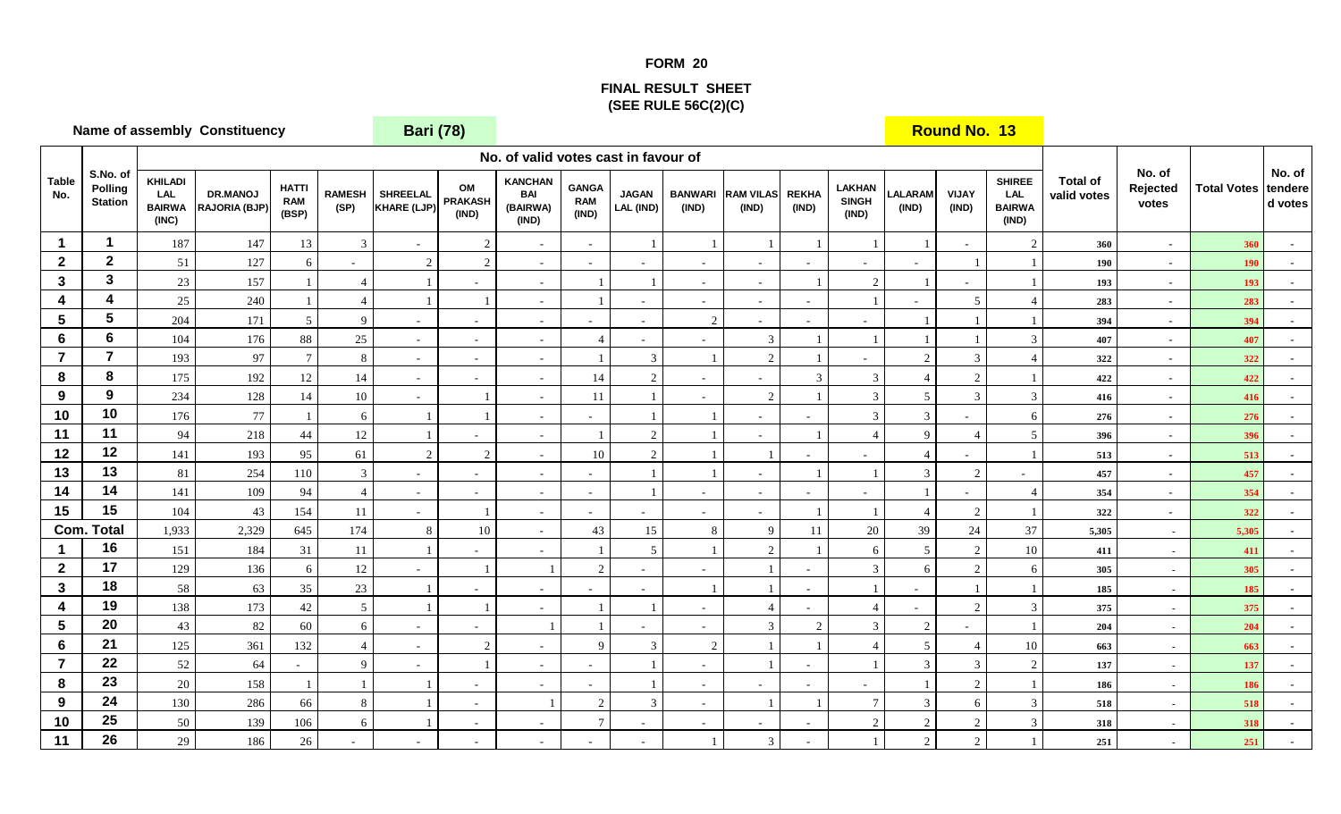# FORM 20

## FINAL RESULT SHEET
## (SEE RULE 56C(2)(C)

**Name of assembly Constituency** **Bari (78)** **Round No. 13**

| Table No. | S.No. of Polling Station | No. of valid votes cast in favour of | | | | | | | | | | | | | | | | Total of valid votes | No. of Rejected votes | Total Votes | No. of tendered votes |
|---|---|---|---|---|---|---|---|---|---|---|---|---|---|---|---|---|---|---|---|---|---|
| | | KHILADI LAL BAIRWA (INC) | DR.MANOJ RAJORIA (BJP) | HATTI RAM (BSP) | RAMESH (SP) | SHREELAL KHARE (LJP) | OM PRAKASH (IND) | KANCHAN BAI (BAIRWA) (IND) | GANGA RAM (IND) | JAGAN LAL (IND) | BANWARI (IND) | RAM VILAS (IND) | REKHA (IND) | LAKHAN SINGH (IND) | LALARAM (IND) | VIJAY (IND) | SHIREE LAL BAIRWA (IND) | | | | |
| 1 | 1 | 187 | 147 | 13 | 3 | - | 2 | - | - | 1 | 1 | 1 | 1 | 1 | 1 | - | 2 | 360 | - | 360 | - |
| 2 | 2 | 51 | 127 | 6 | - | 2 | 2 | - | - | - | - | - | - | - | - | 1 | 1 | 190 | - | 190 | - |
| 3 | 3 | 23 | 157 | 1 | 4 | 1 | - | - | 1 | 1 | - | - | 1 | 2 | 1 | - | 1 | 193 | - | 193 | - |
| 4 | 4 | 25 | 240 | 1 | 4 | 1 | 1 | - | 1 | - | - | - | - | 1 | - | 5 | 4 | 283 | - | 283 | - |
| 5 | 5 | 204 | 171 | 5 | 9 | - | - | - | - | - | 2 | - | - | - | 1 | 1 | 1 | 394 | - | 394 | - |
| 6 | 6 | 104 | 176 | 88 | 25 | - | - | - | 4 | - | - | 3 | 1 | 1 | 1 | 1 | 3 | 407 | - | 407 | - |
| 7 | 7 | 193 | 97 | 7 | 8 | - | - | - | 1 | 3 | 1 | 2 | 1 | - | 2 | 3 | 4 | 322 | - | 322 | - |
| 8 | 8 | 175 | 192 | 12 | 14 | - | - | - | 14 | 2 | - | - | 3 | 3 | 4 | 2 | 1 | 422 | - | 422 | - |
| 9 | 9 | 234 | 128 | 14 | 10 | - | 1 | - | 11 | 1 | - | 2 | 1 | 3 | 5 | 3 | 3 | 416 | - | 416 | - |
| 10 | 10 | 176 | 77 | 1 | 6 | 1 | 1 | - | - | 1 | 1 | - | - | 3 | 3 | - | 6 | 276 | - | 276 | - |
| 11 | 11 | 94 | 218 | 44 | 12 | 1 | - | - | 1 | 2 | 1 | - | 1 | 4 | 9 | 4 | 5 | 396 | - | 396 | - |
| 12 | 12 | 141 | 193 | 95 | 61 | 2 | 2 | - | 10 | 2 | 1 | 1 | - | - | 4 | - | 1 | 513 | - | 513 | - |
| 13 | 13 | 81 | 254 | 110 | 3 | - | - | - | - | 1 | 1 | - | 1 | 1 | 3 | 2 | - | 457 | - | 457 | - |
| 14 | 14 | 141 | 109 | 94 | 4 | - | - | - | - | 1 | - | - | - | - | 1 | - | 4 | 354 | - | 354 | - |
| 15 | 15 | 104 | 43 | 154 | 11 | - | 1 | - | - | - | - | - | 1 | 1 | 4 | 2 | 1 | 322 | - | 322 | - |
| Com. Total | | 1,933 | 2,329 | 645 | 174 | 8 | 10 | - | 43 | 15 | 8 | 9 | 11 | 20 | 39 | 24 | 37 | 5,305 | - | 5,305 | - |
| 1 | 16 | 151 | 184 | 31 | 11 | 1 | - | - | 1 | 5 | 1 | 2 | 1 | 6 | 5 | 2 | 10 | 411 | - | 411 | - |
| 2 | 17 | 129 | 136 | 6 | 12 | - | 1 | 1 | 2 | - | - | 1 | - | 3 | 6 | 2 | 6 | 305 | - | 305 | - |
| 3 | 18 | 58 | 63 | 35 | 23 | 1 | - | - | - | - | 1 | 1 | - | 1 | - | 1 | 1 | 185 | - | 185 | - |
| 4 | 19 | 138 | 173 | 42 | 5 | 1 | 1 | - | 1 | 1 | - | 4 | - | 4 | - | 2 | 3 | 375 | - | 375 | - |
| 5 | 20 | 43 | 82 | 60 | 6 | - | - | 1 | 1 | - | - | 3 | 2 | 3 | 2 | - | 1 | 204 | - | 204 | - |
| 6 | 21 | 125 | 361 | 132 | 4 | - | 2 | - | 9 | 3 | 2 | 1 | 1 | 4 | 5 | 4 | 10 | 663 | - | 663 | - |
| 7 | 22 | 52 | 64 | - | 9 | - | 1 | - | - | 1 | - | 1 | - | 1 | 3 | 3 | 2 | 137 | - | 137 | - |
| 8 | 23 | 20 | 158 | 1 | 1 | 1 | - | - | - | 1 | - | - | - | - | 1 | 2 | 1 | 186 | - | 186 | - |
| 9 | 24 | 130 | 286 | 66 | 8 | 1 | - | 1 | 2 | 3 | - | 1 | 1 | 7 | 3 | 6 | 3 | 518 | - | 518 | - |
| 10 | 25 | 50 | 139 | 106 | 6 | 1 | - | - | 7 | - | - | - | - | 2 | 2 | 2 | 3 | 318 | - | 318 | - |
| 11 | 26 | 29 | 186 | 26 | - | - | - | - | - | - | 1 | 3 | - | 1 | 2 | 2 | 1 | 251 | - | 251 | - |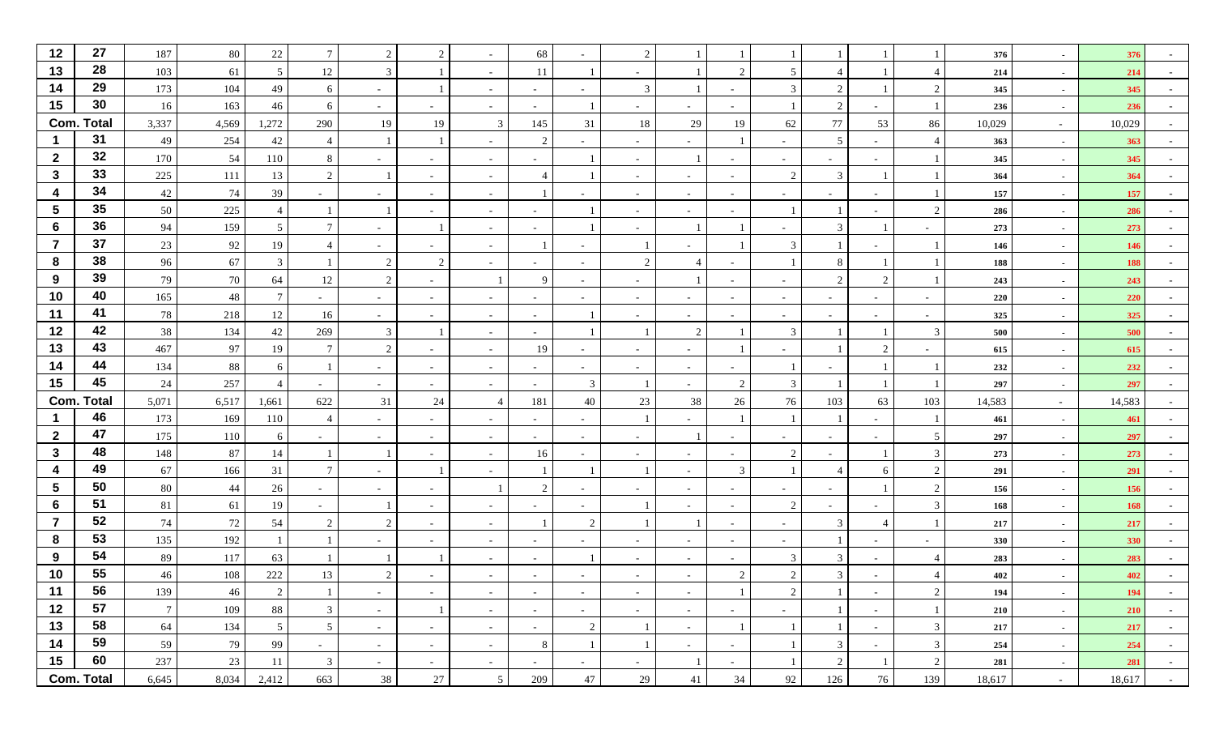| | | | | | | | | | | | | | | | | | | | | | |
|---|---|---|---|---|---|---|---|---|---|---|---|---|---|---|---|---|---|---|---|---|---|
| **12** | **27** | 187 | 80 | 22 | 7 | 2 | 2 | - | 68 | - | 2 | 1 | 1 | 1 | 1 | 1 | 1 | **376** | - | **376** | - |
| **13** | **28** | 103 | 61 | 5 | 12 | 3 | 1 | - | 11 | 1 | - | 1 | 2 | 5 | 4 | 1 | 4 | **214** | - | **214** | - |
| **14** | **29** | 173 | 104 | 49 | 6 | - | 1 | - | - | - | 3 | 1 | - | 3 | 2 | 1 | 2 | **345** | - | **345** | - |
| **15** | **30** | 16 | 163 | 46 | 6 | - | - | - | - | 1 | - | - | - | 1 | 2 | - | 1 | **236** | - | **236** | - |
| **Com. Total** | | 3,337 | 4,569 | 1,272 | 290 | 19 | 19 | 3 | 145 | 31 | 18 | 29 | 19 | 62 | 77 | 53 | 86 | 10,029 | - | 10,029 | - |
| **1** | **31** | 49 | 254 | 42 | 4 | 1 | 1 | - | 2 | - | - | - | 1 | - | 5 | - | 4 | **363** | - | **363** | - |
| **2** | **32** | 170 | 54 | 110 | 8 | - | - | - | - | 1 | - | 1 | - | - | - | - | 1 | **345** | - | **345** | - |
| **3** | **33** | 225 | 111 | 13 | 2 | 1 | - | - | 4 | 1 | - | - | - | 2 | 3 | 1 | 1 | **364** | - | **364** | - |
| **4** | **34** | 42 | 74 | 39 | - | - | - | - | 1 | - | - | - | - | - | - | - | 1 | **157** | - | **157** | - |
| **5** | **35** | 50 | 225 | 4 | 1 | 1 | - | - | - | 1 | - | - | - | 1 | 1 | - | 2 | **286** | - | **286** | - |
| **6** | **36** | 94 | 159 | 5 | 7 | - | 1 | - | - | 1 | - | 1 | 1 | - | 3 | 1 | - | **273** | - | **273** | - |
| **7** | **37** | 23 | 92 | 19 | 4 | - | - | - | 1 | - | 1 | - | 1 | 3 | 1 | - | 1 | **146** | - | **146** | - |
| **8** | **38** | 96 | 67 | 3 | 1 | 2 | 2 | - | - | - | 2 | 4 | - | 1 | 8 | 1 | 1 | **188** | - | **188** | - |
| **9** | **39** | 79 | 70 | 64 | 12 | 2 | - | 1 | 9 | - | - | 1 | - | - | 2 | 2 | 1 | **243** | - | **243** | - |
| **10** | **40** | 165 | 48 | 7 | - | - | - | - | - | - | - | - | - | - | - | - | - | **220** | - | **220** | - |
| **11** | **41** | 78 | 218 | 12 | 16 | - | - | - | - | 1 | - | - | - | - | - | - | - | **325** | - | **325** | - |
| **12** | **42** | 38 | 134 | 42 | 269 | 3 | 1 | - | - | 1 | 1 | 2 | 1 | 3 | 1 | 1 | 3 | **500** | - | **500** | - |
| **13** | **43** | 467 | 97 | 19 | 7 | 2 | - | - | 19 | - | - | - | 1 | - | 1 | 2 | - | **615** | - | **615** | - |
| **14** | **44** | 134 | 88 | 6 | 1 | - | - | - | - | - | - | - | - | 1 | - | 1 | 1 | **232** | - | **232** | - |
| **15** | **45** | 24 | 257 | 4 | - | - | - | - | - | 3 | 1 | - | 2 | 3 | 1 | 1 | 1 | **297** | - | **297** | - |
| **Com. Total** | | 5,071 | 6,517 | 1,661 | 622 | 31 | 24 | 4 | 181 | 40 | 23 | 38 | 26 | 76 | 103 | 63 | 103 | 14,583 | - | 14,583 | - |
| **1** | **46** | 173 | 169 | 110 | 4 | - | - | - | - | - | 1 | - | 1 | 1 | 1 | - | 1 | **461** | - | **461** | - |
| **2** | **47** | 175 | 110 | 6 | - | - | - | - | - | - | - | 1 | - | - | - | - | 5 | **297** | - | **297** | - |
| **3** | **48** | 148 | 87 | 14 | 1 | 1 | - | - | 16 | - | - | - | - | 2 | - | 1 | 3 | **273** | - | **273** | - |
| **4** | **49** | 67 | 166 | 31 | 7 | - | 1 | - | 1 | 1 | 1 | - | 3 | 1 | 4 | 6 | 2 | **291** | - | **291** | - |
| **5** | **50** | 80 | 44 | 26 | - | - | - | 1 | 2 | - | - | - | - | - | - | 1 | 2 | **156** | - | **156** | - |
| **6** | **51** | 81 | 61 | 19 | - | 1 | - | - | - | - | 1 | - | - | 2 | - | - | 3 | **168** | - | **168** | - |
| **7** | **52** | 74 | 72 | 54 | 2 | 2 | - | - | 1 | 2 | 1 | 1 | - | - | 3 | 4 | 1 | **217** | - | **217** | - |
| **8** | **53** | 135 | 192 | 1 | 1 | - | - | - | - | - | - | - | - | - | 1 | - | - | **330** | - | **330** | - |
| **9** | **54** | 89 | 117 | 63 | 1 | 1 | 1 | - | - | 1 | - | - | - | 3 | 3 | - | 4 | **283** | - | **283** | - |
| **10** | **55** | 46 | 108 | 222 | 13 | 2 | - | - | - | - | - | - | 2 | 2 | 3 | - | 4 | **402** | - | **402** | - |
| **11** | **56** | 139 | 46 | 2 | 1 | - | - | - | - | - | - | - | 1 | 2 | 1 | - | 2 | **194** | - | **194** | - |
| **12** | **57** | 7 | 109 | 88 | 3 | - | 1 | - | - | - | - | - | - | - | 1 | - | 1 | **210** | - | **210** | - |
| **13** | **58** | 64 | 134 | 5 | 5 | - | - | - | - | 2 | 1 | - | 1 | 1 | 1 | - | 3 | **217** | - | **217** | - |
| **14** | **59** | 59 | 79 | 99 | - | - | - | - | 8 | 1 | 1 | - | - | 1 | 3 | - | 3 | **254** | - | **254** | - |
| **15** | **60** | 237 | 23 | 11 | 3 | - | - | - | - | - | - | 1 | - | 1 | 2 | 1 | 2 | **281** | - | **281** | - |
| **Com. Total** | | 6,645 | 8,034 | 2,412 | 663 | 38 | 27 | 5 | 209 | 47 | 29 | 41 | 34 | 92 | 126 | 76 | 139 | 18,617 | - | 18,617 | - |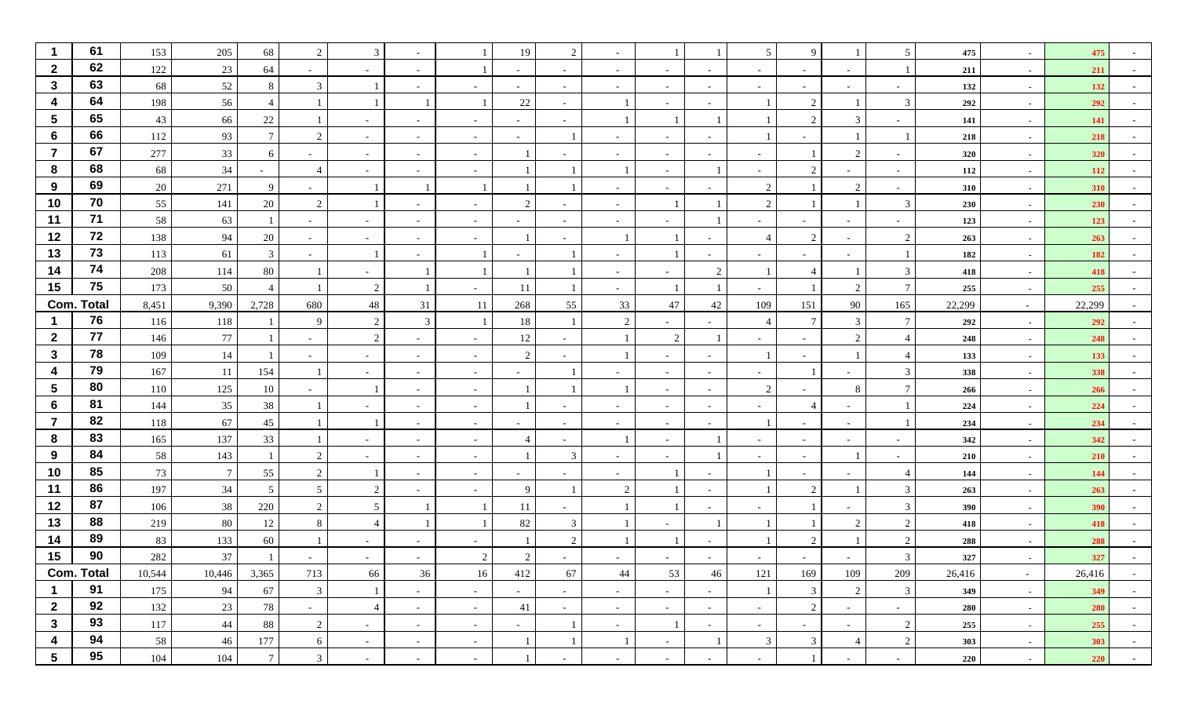| | | | | | | | | | | | | | | | | | | | | | |
|---|---|---|---|---|---|---|---|---|---|---|---|---|---|---|---|---|---|---|---|---|---|
| **1** | **61** | 153 | 205 | 68 | 2 | 3 | - | 1 | 19 | 2 | - | 1 | 1 | 5 | 9 | 1 | 5 | **475** | - | **475** | - |
| **2** | **62** | 122 | 23 | 64 | - | - | - | 1 | - | - | - | - | - | - | - | - | 1 | **211** | - | **211** | - |
| **3** | **63** | 68 | 52 | 8 | 3 | 1 | - | - | - | - | - | - | - | - | - | - | - | **132** | - | **132** | - |
| **4** | **64** | 198 | 56 | 4 | 1 | 1 | 1 | 1 | 22 | - | 1 | - | - | 1 | 2 | 1 | 3 | **292** | - | **292** | - |
| **5** | **65** | 43 | 66 | 22 | 1 | - | - | - | - | - | 1 | 1 | 1 | 1 | 2 | 3 | - | **141** | - | **141** | - |
| **6** | **66** | 112 | 93 | 7 | 2 | - | - | - | - | 1 | - | - | - | 1 | - | 1 | 1 | **218** | - | **218** | - |
| **7** | **67** | 277 | 33 | 6 | - | - | - | - | 1 | - | - | - | - | - | 1 | 2 | - | **320** | - | **320** | - |
| **8** | **68** | 68 | 34 | - | 4 | - | - | - | 1 | 1 | 1 | - | 1 | - | 2 | - | - | **112** | - | **112** | - |
| **9** | **69** | 20 | 271 | 9 | - | 1 | 1 | 1 | 1 | 1 | - | - | - | 2 | 1 | 2 | - | **310** | - | **310** | - |
| **10** | **70** | 55 | 141 | 20 | 2 | 1 | - | - | 2 | - | - | 1 | 1 | 2 | 1 | 1 | 3 | **230** | - | **230** | - |
| **11** | **71** | 58 | 63 | 1 | - | - | - | - | - | - | - | - | 1 | - | - | - | - | **123** | - | **123** | - |
| **12** | **72** | 138 | 94 | 20 | - | - | - | - | 1 | - | 1 | 1 | - | 4 | 2 | - | 2 | **263** | - | **263** | - |
| **13** | **73** | 113 | 61 | 3 | - | 1 | - | 1 | - | 1 | - | 1 | - | - | - | - | 1 | **182** | - | **182** | - |
| **14** | **74** | 208 | 114 | 80 | 1 | - | 1 | 1 | 1 | 1 | - | - | 2 | 1 | 4 | 1 | 3 | **418** | - | **418** | - |
| **15** | **75** | 173 | 50 | 4 | 1 | 2 | 1 | - | 11 | 1 | - | 1 | 1 | - | 1 | 2 | 7 | **255** | - | **255** | - |
| **Com. Total** | | 8,451 | 9,390 | 2,728 | 680 | 48 | 31 | 11 | 268 | 55 | 33 | 47 | 42 | 109 | 151 | 90 | 165 | 22,299 | - | 22,299 | - |
| **1** | **76** | 116 | 118 | 1 | 9 | 2 | 3 | 1 | 18 | 1 | 2 | - | - | 4 | 7 | 3 | 7 | **292** | - | **292** | - |
| **2** | **77** | 146 | 77 | 1 | - | 2 | - | - | 12 | - | 1 | 2 | 1 | - | - | 2 | 4 | **248** | - | **248** | - |
| **3** | **78** | 109 | 14 | 1 | - | - | - | - | 2 | - | 1 | - | - | 1 | - | 1 | 4 | **133** | - | **133** | - |
| **4** | **79** | 167 | 11 | 154 | 1 | - | - | - | - | 1 | - | - | - | - | 1 | - | 3 | **338** | - | **338** | - |
| **5** | **80** | 110 | 125 | 10 | - | 1 | - | - | 1 | 1 | 1 | - | - | 2 | - | 8 | 7 | **266** | - | **266** | - |
| **6** | **81** | 144 | 35 | 38 | 1 | - | - | - | 1 | - | - | - | - | - | 4 | - | 1 | **224** | - | **224** | - |
| **7** | **82** | 118 | 67 | 45 | 1 | 1 | - | - | - | - | - | - | - | 1 | - | - | 1 | **234** | - | **234** | - |
| **8** | **83** | 165 | 137 | 33 | 1 | - | - | - | 4 | - | 1 | - | 1 | - | - | - | - | **342** | - | **342** | - |
| **9** | **84** | 58 | 143 | 1 | 2 | - | - | - | 1 | 3 | - | - | 1 | - | - | 1 | - | **210** | - | **210** | - |
| **10** | **85** | 73 | 7 | 55 | 2 | 1 | - | - | - | - | - | 1 | - | 1 | - | - | 4 | **144** | - | **144** | - |
| **11** | **86** | 197 | 34 | 5 | 5 | 2 | - | - | 9 | 1 | 2 | 1 | - | 1 | 2 | 1 | 3 | **263** | - | **263** | - |
| **12** | **87** | 106 | 38 | 220 | 2 | 5 | 1 | 1 | 11 | - | 1 | 1 | - | - | 1 | - | 3 | **390** | - | **390** | - |
| **13** | **88** | 219 | 80 | 12 | 8 | 4 | 1 | 1 | 82 | 3 | 1 | - | 1 | 1 | 1 | 2 | 2 | **418** | - | **418** | - |
| **14** | **89** | 83 | 133 | 60 | 1 | - | - | - | 1 | 2 | 1 | 1 | - | 1 | 2 | 1 | 2 | **288** | - | **288** | - |
| **15** | **90** | 282 | 37 | 1 | - | - | - | 2 | 2 | - | - | - | - | - | - | - | 3 | **327** | - | **327** | - |
| **Com. Total** | | 10,544 | 10,446 | 3,365 | 713 | 66 | 36 | 16 | 412 | 67 | 44 | 53 | 46 | 121 | 169 | 109 | 209 | 26,416 | - | 26,416 | - |
| **1** | **91** | 175 | 94 | 67 | 3 | 1 | - | - | - | - | - | - | - | 1 | 3 | 2 | 3 | **349** | - | **349** | - |
| **2** | **92** | 132 | 23 | 78 | - | 4 | - | - | 41 | - | - | - | - | - | 2 | - | - | **280** | - | **280** | - |
| **3** | **93** | 117 | 44 | 88 | 2 | - | - | - | - | 1 | - | 1 | - | - | - | - | 2 | **255** | - | **255** | - |
| **4** | **94** | 58 | 46 | 177 | 6 | - | - | - | 1 | 1 | 1 | - | 1 | 3 | 3 | 4 | 2 | **303** | - | **303** | - |
| **5** | **95** | 104 | 104 | 7 | 3 | - | - | - | 1 | - | - | - | - | - | 1 | - | - | **220** | - | **220** | - |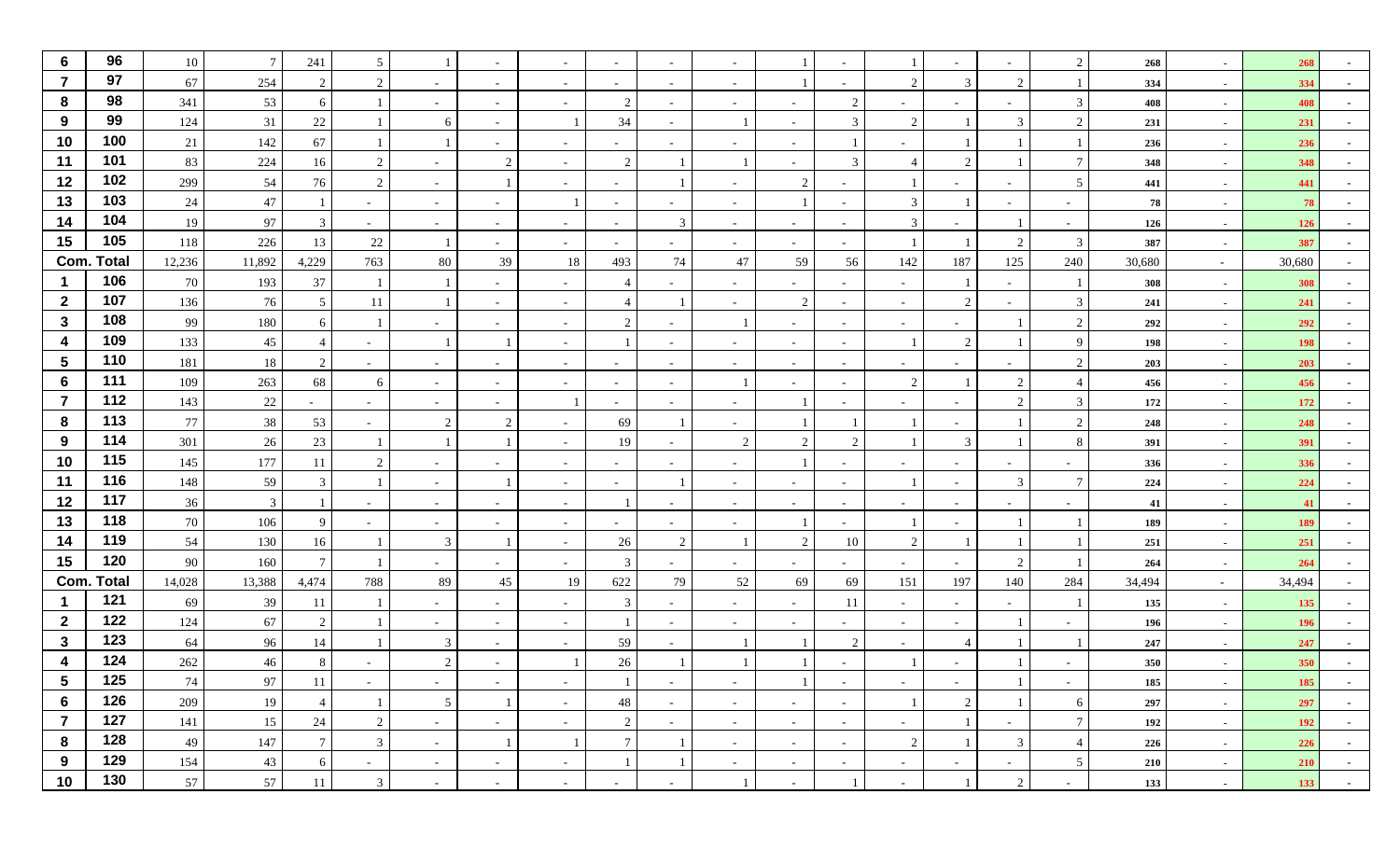| 6 | 96 | 10 | 7 | 241 | 5 | 1 | - | - | - | - | - | 1 | - | 1 | - | - | 2 | 268 | - | 268 | - |
|---|---|---|---|---|---|---|---|---|---|---|---|---|---|---|---|---|---|---|---|---|---|
| 7 | 97 | 67 | 254 | 2 | 2 | - | - | - | - | - | - | 1 | - | 2 | 3 | 2 | 1 | 334 | - | 334 | - |
| 8 | 98 | 341 | 53 | 6 | 1 | - | - | - | 2 | - | - | - | 2 | - | - | - | 3 | 408 | - | 408 | - |
| 9 | 99 | 124 | 31 | 22 | 1 | 6 | - | 1 | 34 | - | 1 | - | 3 | 2 | 1 | 3 | 2 | 231 | - | 231 | - |
| 10 | 100 | 21 | 142 | 67 | 1 | 1 | - | - | - | - | - | - | 1 | - | 1 | 1 | 1 | 236 | - | 236 | - |
| 11 | 101 | 83 | 224 | 16 | 2 | - | 2 | - | 2 | 1 | 1 | - | 3 | 4 | 2 | 1 | 7 | 348 | - | 348 | - |
| 12 | 102 | 299 | 54 | 76 | 2 | - | 1 | - | - | 1 | - | 2 | - | 1 | - | - | 5 | 441 | - | 441 | - |
| 13 | 103 | 24 | 47 | 1 | - | - | - | 1 | - | - | - | 1 | - | 3 | 1 | - | - | 78 | - | 78 | - |
| 14 | 104 | 19 | 97 | 3 | - | - | - | - | - | 3 | - | - | - | 3 | - | 1 | - | 126 | - | 126 | - |
| 15 | 105 | 118 | 226 | 13 | 22 | 1 | - | - | - | - | - | - | - | 1 | 1 | 2 | 3 | 387 | - | 387 | - |
| Com. Total | | 12,236 | 11,892 | 4,229 | 763 | 80 | 39 | 18 | 493 | 74 | 47 | 59 | 56 | 142 | 187 | 125 | 240 | 30,680 | - | 30,680 | - |
| 1 | 106 | 70 | 193 | 37 | 1 | 1 | - | - | 4 | - | - | - | - | - | 1 | - | 1 | 308 | - | 308 | - |
| 2 | 107 | 136 | 76 | 5 | 11 | 1 | - | - | 4 | 1 | - | 2 | - | - | 2 | - | 3 | 241 | - | 241 | - |
| 3 | 108 | 99 | 180 | 6 | 1 | - | - | - | 2 | - | 1 | - | - | - | - | 1 | 2 | 292 | - | 292 | - |
| 4 | 109 | 133 | 45 | 4 | - | 1 | 1 | - | 1 | - | - | - | - | 1 | 2 | 1 | 9 | 198 | - | 198 | - |
| 5 | 110 | 181 | 18 | 2 | - | - | - | - | - | - | - | - | - | - | - | - | 2 | 203 | - | 203 | - |
| 6 | 111 | 109 | 263 | 68 | 6 | - | - | - | - | - | 1 | - | - | 2 | 1 | 2 | 4 | 456 | - | 456 | - |
| 7 | 112 | 143 | 22 | - | - | - | - | 1 | - | - | - | 1 | - | - | - | 2 | 3 | 172 | - | 172 | - |
| 8 | 113 | 77 | 38 | 53 | - | 2 | 2 | - | 69 | 1 | - | 1 | 1 | 1 | - | 1 | 2 | 248 | - | 248 | - |
| 9 | 114 | 301 | 26 | 23 | 1 | 1 | 1 | - | 19 | - | 2 | 2 | 2 | 1 | 3 | 1 | 8 | 391 | - | 391 | - |
| 10 | 115 | 145 | 177 | 11 | 2 | - | - | - | - | - | - | 1 | - | - | - | - | - | 336 | - | 336 | - |
| 11 | 116 | 148 | 59 | 3 | 1 | - | 1 | - | - | 1 | - | - | - | 1 | - | 3 | 7 | 224 | - | 224 | - |
| 12 | 117 | 36 | 3 | 1 | - | - | - | - | 1 | - | - | - | - | - | - | - | - | 41 | - | 41 | - |
| 13 | 118 | 70 | 106 | 9 | - | - | - | - | - | - | - | 1 | - | 1 | - | 1 | 1 | 189 | - | 189 | - |
| 14 | 119 | 54 | 130 | 16 | 1 | 3 | 1 | - | 26 | 2 | 1 | 2 | 10 | 2 | 1 | 1 | 1 | 251 | - | 251 | - |
| 15 | 120 | 90 | 160 | 7 | 1 | - | - | - | 3 | - | - | - | - | - | - | 2 | 1 | 264 | - | 264 | - |
| Com. Total | | 14,028 | 13,388 | 4,474 | 788 | 89 | 45 | 19 | 622 | 79 | 52 | 69 | 69 | 151 | 197 | 140 | 284 | 34,494 | - | 34,494 | - |
| 1 | 121 | 69 | 39 | 11 | 1 | - | - | - | 3 | - | - | - | 11 | - | - | - | 1 | 135 | - | 135 | - |
| 2 | 122 | 124 | 67 | 2 | 1 | - | - | - | 1 | - | - | - | - | - | - | 1 | - | 196 | - | 196 | - |
| 3 | 123 | 64 | 96 | 14 | 1 | 3 | - | - | 59 | - | 1 | 1 | 2 | - | 4 | 1 | 1 | 247 | - | 247 | - |
| 4 | 124 | 262 | 46 | 8 | - | 2 | - | 1 | 26 | 1 | 1 | 1 | - | 1 | - | 1 | - | 350 | - | 350 | - |
| 5 | 125 | 74 | 97 | 11 | - | - | - | - | 1 | - | - | 1 | - | - | - | 1 | - | 185 | - | 185 | - |
| 6 | 126 | 209 | 19 | 4 | 1 | 5 | 1 | - | 48 | - | - | - | - | 1 | 2 | 1 | 6 | 297 | - | 297 | - |
| 7 | 127 | 141 | 15 | 24 | 2 | - | - | - | 2 | - | - | - | - | - | 1 | - | 7 | 192 | - | 192 | - |
| 8 | 128 | 49 | 147 | 7 | 3 | - | 1 | 1 | 7 | 1 | - | - | - | 2 | 1 | 3 | 4 | 226 | - | 226 | - |
| 9 | 129 | 154 | 43 | 6 | - | - | - | - | 1 | 1 | - | - | - | - | - | - | 5 | 210 | - | 210 | - |
| 10 | 130 | 57 | 57 | 11 | 3 | - | - | - | - | - | 1 | - | 1 | - | 1 | 2 | - | 133 | - | 133 | - |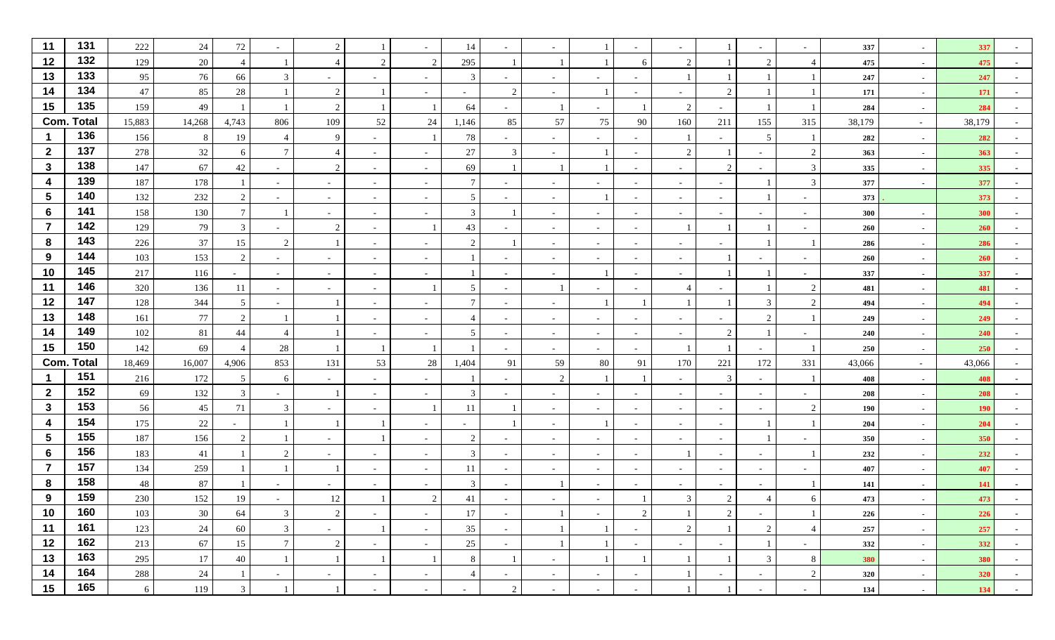| | | | | | | | | | | | | | | | | | | | | | |
|---|---|---|---|---|---|---|---|---|---|---|---|---|---|---|---|---|---|---|---|---|---|
| 11 | 131 | 222 | 24 | 72 | - | 2 | 1 | - | 14 | - | - | 1 | - | - | 1 | - | - | 337 | - | 337 | - |
| 12 | 132 | 129 | 20 | 4 | 1 | 4 | 2 | 2 | 295 | 1 | 1 | 1 | 6 | 2 | 1 | 2 | 4 | 475 | - | 475 | - |
| 13 | 133 | 95 | 76 | 66 | 3 | - | - | - | 3 | - | - | - | - | 1 | 1 | 1 | 1 | 247 | - | 247 | - |
| 14 | 134 | 47 | 85 | 28 | 1 | 2 | 1 | - | - | 2 | - | 1 | - | - | 2 | 1 | 1 | 171 | - | 171 | - |
| 15 | 135 | 159 | 49 | 1 | 1 | 2 | 1 | 1 | 64 | - | 1 | - | 1 | 2 | - | 1 | 1 | 284 | - | 284 | - |
| Com. Total | | 15,883 | 14,268 | 4,743 | 806 | 109 | 52 | 24 | 1,146 | 85 | 57 | 75 | 90 | 160 | 211 | 155 | 315 | 38,179 | - | 38,179 | - |
| 1 | 136 | 156 | 8 | 19 | 4 | 9 | - | 1 | 78 | - | - | - | - | 1 | - | 5 | 1 | 282 | - | 282 | - |
| 2 | 137 | 278 | 32 | 6 | 7 | 4 | - | - | 27 | 3 | - | 1 | - | 2 | 1 | - | 2 | 363 | - | 363 | - |
| 3 | 138 | 147 | 67 | 42 | - | 2 | - | - | 69 | 1 | 1 | 1 | - | - | 2 | - | 3 | 335 | - | 335 | - |
| 4 | 139 | 187 | 178 | 1 | - | - | - | - | 7 | - | - | - | - | - | - | 1 | 3 | 377 | - | 377 | - |
| 5 | 140 | 132 | 232 | 2 | - | - | - | - | 5 | - | - | 1 | - | - | - | 1 | - | 373 | . | 373 | - |
| 6 | 141 | 158 | 130 | 7 | 1 | - | - | - | 3 | 1 | - | - | - | - | - | - | - | 300 | - | 300 | - |
| 7 | 142 | 129 | 79 | 3 | - | 2 | - | 1 | 43 | - | - | - | - | 1 | 1 | 1 | - | 260 | - | 260 | - |
| 8 | 143 | 226 | 37 | 15 | 2 | 1 | - | - | 2 | 1 | - | - | - | - | - | 1 | 1 | 286 | - | 286 | - |
| 9 | 144 | 103 | 153 | 2 | - | - | - | - | 1 | - | - | - | - | - | 1 | - | - | 260 | - | 260 | - |
| 10 | 145 | 217 | 116 | - | - | - | - | - | 1 | - | - | 1 | - | - | 1 | 1 | - | 337 | - | 337 | - |
| 11 | 146 | 320 | 136 | 11 | - | - | - | 1 | 5 | - | 1 | - | - | 4 | - | 1 | 2 | 481 | - | 481 | - |
| 12 | 147 | 128 | 344 | 5 | - | 1 | - | - | 7 | - | - | 1 | 1 | 1 | 1 | 3 | 2 | 494 | - | 494 | - |
| 13 | 148 | 161 | 77 | 2 | 1 | 1 | - | - | 4 | - | - | - | - | - | - | 2 | 1 | 249 | - | 249 | - |
| 14 | 149 | 102 | 81 | 44 | 4 | 1 | - | - | 5 | - | - | - | - | - | 2 | 1 | - | 240 | - | 240 | - |
| 15 | 150 | 142 | 69 | 4 | 28 | 1 | 1 | 1 | 1 | - | - | - | - | 1 | 1 | - | 1 | 250 | - | 250 | - |
| Com. Total | | 18,469 | 16,007 | 4,906 | 853 | 131 | 53 | 28 | 1,404 | 91 | 59 | 80 | 91 | 170 | 221 | 172 | 331 | 43,066 | - | 43,066 | - |
| 1 | 151 | 216 | 172 | 5 | 6 | - | - | - | 1 | - | 2 | 1 | 1 | - | 3 | - | 1 | 408 | - | 408 | - |
| 2 | 152 | 69 | 132 | 3 | - | 1 | - | - | 3 | - | - | - | - | - | - | - | - | 208 | - | 208 | - |
| 3 | 153 | 56 | 45 | 71 | 3 | - | - | 1 | 11 | 1 | - | - | - | - | - | - | 2 | 190 | - | 190 | - |
| 4 | 154 | 175 | 22 | - | 1 | 1 | 1 | - | - | 1 | - | 1 | - | - | - | 1 | 1 | 204 | - | 204 | - |
| 5 | 155 | 187 | 156 | 2 | 1 | - | 1 | - | 2 | - | - | - | - | - | - | 1 | - | 350 | - | 350 | - |
| 6 | 156 | 183 | 41 | 1 | 2 | - | - | - | 3 | - | - | - | - | 1 | - | - | 1 | 232 | - | 232 | - |
| 7 | 157 | 134 | 259 | 1 | 1 | 1 | - | - | 11 | - | - | - | - | - | - | - | - | 407 | - | 407 | - |
| 8 | 158 | 48 | 87 | 1 | - | - | - | - | 3 | - | 1 | - | - | - | - | - | 1 | 141 | - | 141 | - |
| 9 | 159 | 230 | 152 | 19 | - | 12 | 1 | 2 | 41 | - | - | - | 1 | 3 | 2 | 4 | 6 | 473 | - | 473 | - |
| 10 | 160 | 103 | 30 | 64 | 3 | 2 | - | - | 17 | - | 1 | - | 2 | 1 | 2 | - | 1 | 226 | - | 226 | - |
| 11 | 161 | 123 | 24 | 60 | 3 | - | 1 | - | 35 | - | 1 | 1 | - | 2 | 1 | 2 | 4 | 257 | - | 257 | - |
| 12 | 162 | 213 | 67 | 15 | 7 | 2 | - | - | 25 | - | 1 | 1 | - | - | - | 1 | - | 332 | - | 332 | - |
| 13 | 163 | 295 | 17 | 40 | 1 | 1 | 1 | 1 | 8 | 1 | - | 1 | 1 | 1 | 1 | 3 | 8 | 380 | - | 380 | - |
| 14 | 164 | 288 | 24 | 1 | - | - | - | - | 4 | - | - | - | - | 1 | - | - | 2 | 320 | - | 320 | - |
| 15 | 165 | 6 | 119 | 3 | 1 | 1 | - | - | - | 2 | - | - | - | 1 | 1 | - | - | 134 | - | 134 | - |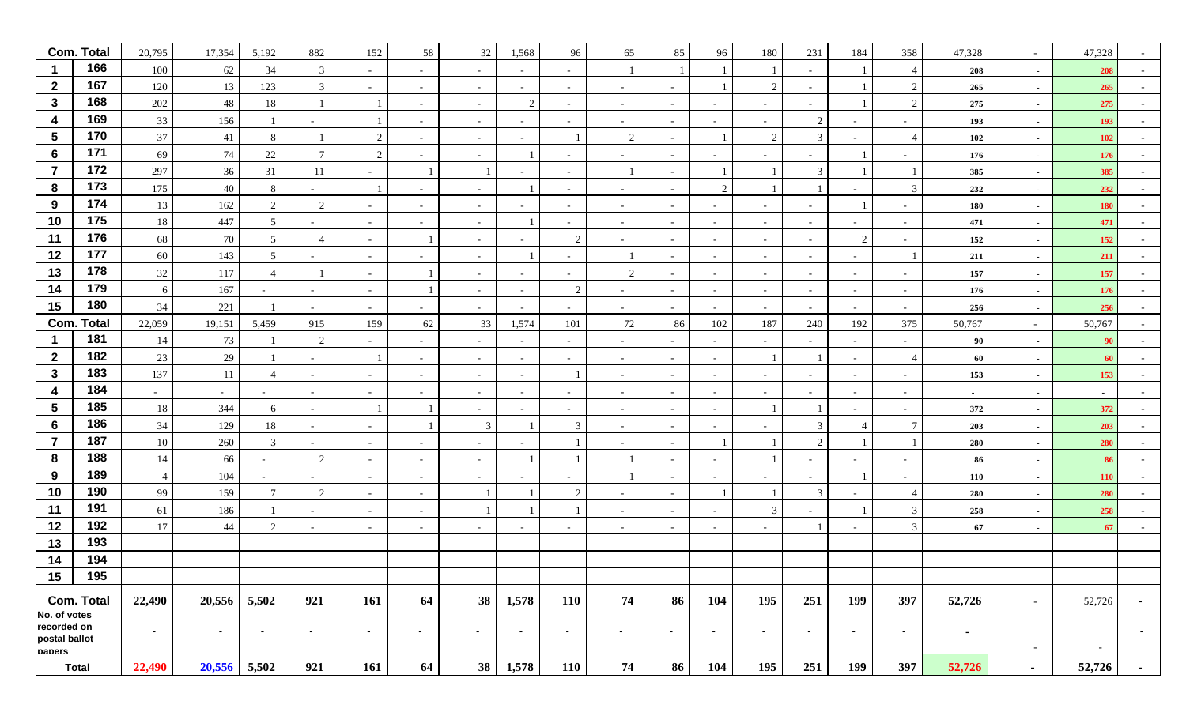| | | | | | | | | | | | | | | | | | | | | | |
|---|---|---|---|---|---|---|---|---|---|---|---|---|---|---|---|---|---|---|---|---|---|
| **Com. Total** | | 20,795 | 17,354 | 5,192 | 882 | 152 | 58 | 32 | 1,568 | 96 | 65 | 85 | 96 | 180 | 231 | 184 | 358 | 47,328 | - | 47,328 | - |
| **1** | **166** | 100 | 62 | 34 | 3 | - | - | - | - | - | 1 | 1 | 1 | 1 | - | 1 | 4 | **208** | - | **208** | - |
| **2** | **167** | 120 | 13 | 123 | 3 | - | - | - | - | - | - | - | 1 | 2 | - | 1 | 2 | **265** | - | **265** | - |
| **3** | **168** | 202 | 48 | 18 | 1 | 1 | - | - | 2 | - | - | - | - | - | - | 1 | 2 | **275** | - | **275** | - |
| **4** | **169** | 33 | 156 | 1 | - | 1 | - | - | - | - | - | - | - | - | 2 | - | - | **193** | - | **193** | - |
| **5** | **170** | 37 | 41 | 8 | 1 | 2 | - | - | - | 1 | 2 | - | 1 | 2 | 3 | - | 4 | **102** | - | **102** | - |
| **6** | **171** | 69 | 74 | 22 | 7 | 2 | - | - | 1 | - | - | - | - | - | - | 1 | - | **176** | - | **176** | - |
| **7** | **172** | 297 | 36 | 31 | 11 | - | 1 | 1 | - | - | 1 | - | 1 | 1 | 3 | 1 | 1 | **385** | - | **385** | - |
| **8** | **173** | 175 | 40 | 8 | - | 1 | - | - | 1 | - | - | - | 2 | 1 | 1 | - | 3 | **232** | - | **232** | - |
| **9** | **174** | 13 | 162 | 2 | 2 | - | - | - | - | - | - | - | - | - | - | 1 | - | **180** | - | **180** | - |
| **10** | **175** | 18 | 447 | 5 | - | - | - | - | 1 | - | - | - | - | - | - | - | - | **471** | - | **471** | - |
| **11** | **176** | 68 | 70 | 5 | 4 | - | 1 | - | - | 2 | - | - | - | - | - | 2 | - | **152** | - | **152** | - |
| **12** | **177** | 60 | 143 | 5 | - | - | - | - | 1 | - | 1 | - | - | - | - | - | 1 | **211** | - | **211** | - |
| **13** | **178** | 32 | 117 | 4 | 1 | - | 1 | - | - | - | 2 | - | - | - | - | - | - | **157** | - | **157** | - |
| **14** | **179** | 6 | 167 | - | - | - | 1 | - | - | 2 | - | - | - | - | - | - | - | **176** | - | **176** | - |
| **15** | **180** | 34 | 221 | 1 | - | - | - | - | - | - | - | - | - | - | - | - | - | **256** | - | **256** | - |
| **Com. Total** | | 22,059 | 19,151 | 5,459 | 915 | 159 | 62 | 33 | 1,574 | 101 | 72 | 86 | 102 | 187 | 240 | 192 | 375 | 50,767 | - | 50,767 | - |
| **1** | **181** | 14 | 73 | 1 | 2 | - | - | - | - | - | - | - | - | - | - | - | - | **90** | - | **90** | - |
| **2** | **182** | 23 | 29 | 1 | - | 1 | - | - | - | - | - | - | - | 1 | 1 | - | 4 | **60** | - | **60** | - |
| **3** | **183** | 137 | 11 | 4 | - | - | - | - | - | 1 | - | - | - | - | - | - | - | **153** | - | **153** | - |
| **4** | **184** | - | - | - | - | - | - | - | - | - | - | - | - | - | - | - | - | - | - | - | - |
| **5** | **185** | 18 | 344 | 6 | - | 1 | 1 | - | - | - | - | - | - | 1 | 1 | - | - | **372** | - | **372** | - |
| **6** | **186** | 34 | 129 | 18 | - | - | 1 | 3 | 1 | 3 | - | - | - | - | 3 | 4 | 7 | **203** | - | **203** | - |
| **7** | **187** | 10 | 260 | 3 | - | - | - | - | - | 1 | - | - | 1 | 1 | 2 | 1 | 1 | **280** | - | **280** | - |
| **8** | **188** | 14 | 66 | - | 2 | - | - | - | 1 | 1 | 1 | - | - | 1 | - | - | - | **86** | - | **86** | - |
| **9** | **189** | 4 | 104 | - | - | - | - | - | - | - | 1 | - | - | - | - | 1 | - | **110** | - | **110** | - |
| **10** | **190** | 99 | 159 | 7 | 2 | - | - | 1 | 1 | 2 | - | - | 1 | 1 | 3 | - | 4 | **280** | - | **280** | - |
| **11** | **191** | 61 | 186 | 1 | - | - | - | 1 | 1 | 1 | - | - | - | 3 | - | 1 | 3 | **258** | - | **258** | - |
| **12** | **192** | 17 | 44 | 2 | - | - | - | - | - | - | - | - | - | - | 1 | - | 3 | **67** | - | **67** | - |
| **13** | **193** | | | | | | | | | | | | | | | | | | | | |
| **14** | **194** | | | | | | | | | | | | | | | | | | | | |
| **15** | **195** | | | | | | | | | | | | | | | | | | | | |
| **Com. Total** | | **22,490** | **20,556** | **5,502** | **921** | **161** | **64** | **38** | **1,578** | **110** | **74** | **86** | **104** | **195** | **251** | **199** | **397** | **52,726** | - | 52,726 | - |
| **No. of votes recorded on postal ballot papers** | | - | - | - | - | - | - | - | - | - | - | - | - | - | - | - | - | - | - | - | - |
| **Total** | | **22,490** | **20,556** | **5,502** | **921** | **161** | **64** | **38** | **1,578** | **110** | **74** | **86** | **104** | **195** | **251** | **199** | **397** | **52,726** | - | **52,726** | - |